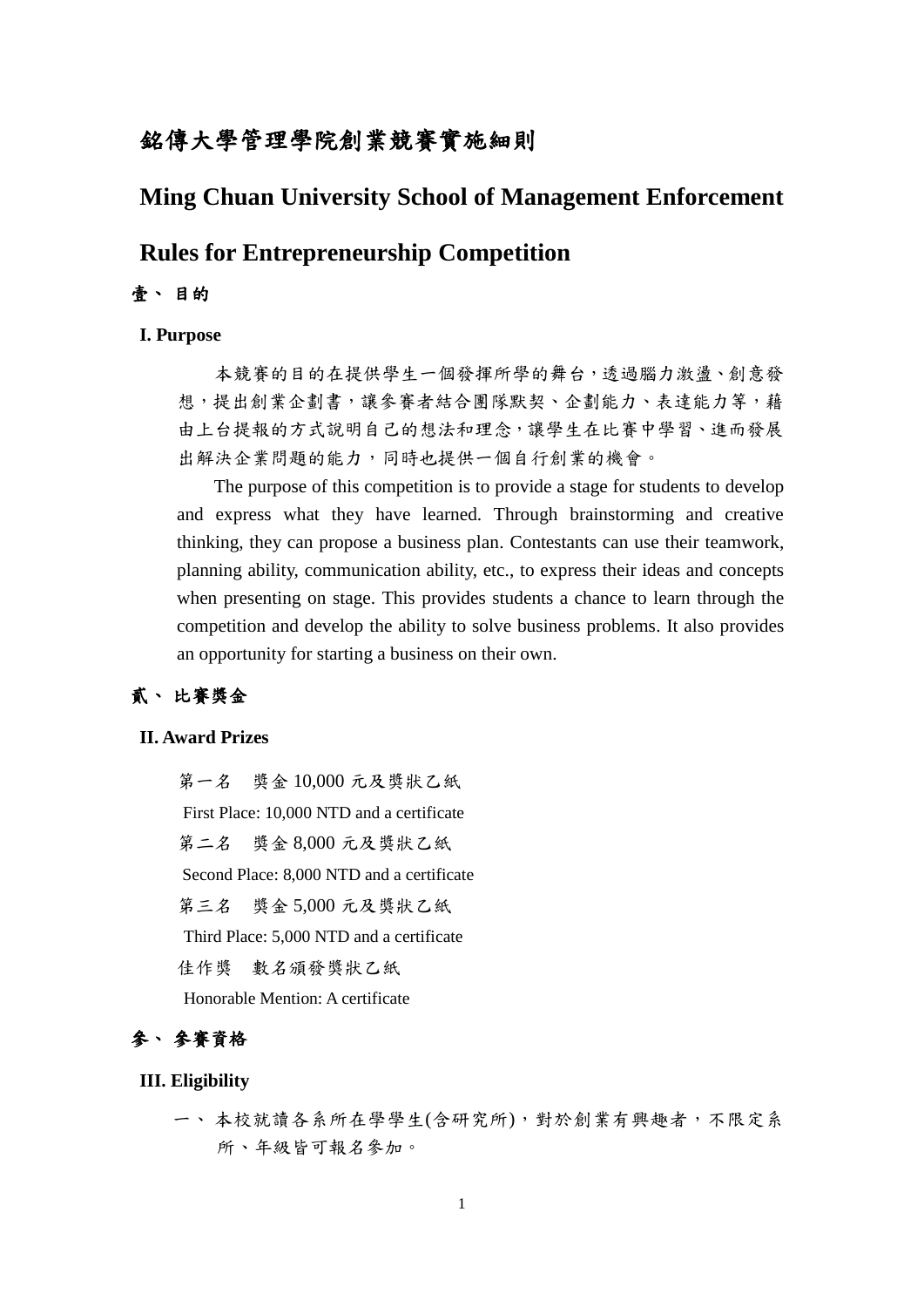# 銘傳大學管理學院創業競賽實施細則

# Ming Chuan University School of Management Enforcement Rules for Entrepreneurship Competition

## 壹、 目的

### I. Purpose

本競賽的目的在提供學生一個發揮所學的舞台，透過腦力激盪、創意發想，提出創業企劃書，讓參賽者結合團隊默契、企劃能力、表達能力等，藉由上台提報的方式說明自己的想法和理念，讓學生在比賽中學習、進而發展出解決企業問題的能力，同時也提供一個自行創業的機會。

The purpose of this competition is to provide a stage for students to develop and express what they have learned. Through brainstorming and creative thinking, they can propose a business plan. Contestants can use their teamwork, planning ability, communication ability, etc., to express their ideas and concepts when presenting on stage. This provides students a chance to learn through the competition and develop the ability to solve business problems. It also provides an opportunity for starting a business on their own.

## 貳、 比賽獎金

### II. Award Prizes

第一名　獎金 10,000 元及獎狀乙紙

First Place: 10,000 NTD and a certificate

第二名　獎金 8,000 元及獎狀乙紙

Second Place: 8,000 NTD and a certificate

第三名　獎金 5,000 元及獎狀乙紙

Third Place: 5,000 NTD and a certificate

佳作獎　數名頒發獎狀乙紙

Honorable Mention: A certificate

## 參、 參賽資格

### III. Eligibility

一、 本校就讀各系所在學學生(含研究所)，對於創業有興趣者，不限定系所、年級皆可報名參加。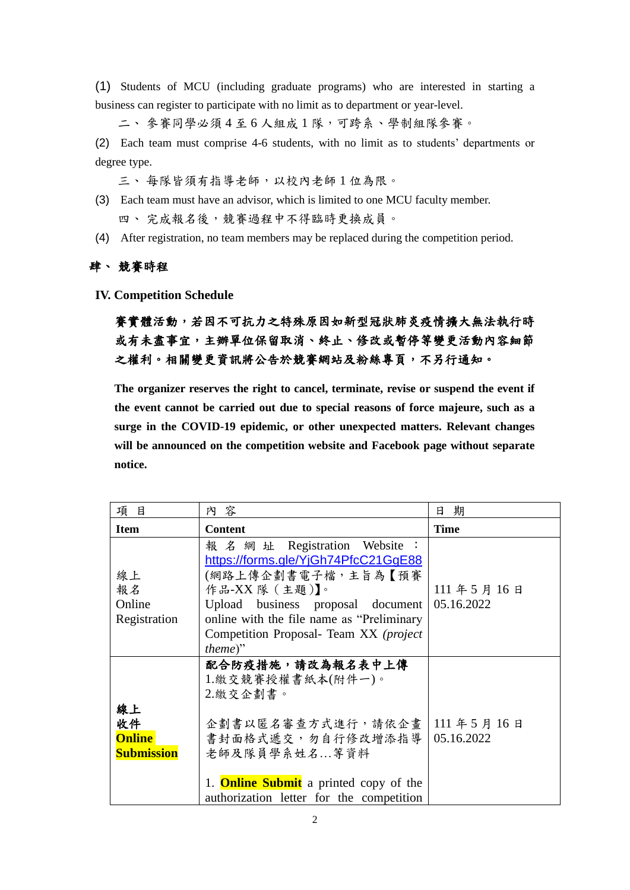(1) Students of MCU (including graduate programs) who are interested in starting a business can register to participate with no limit as to department or year-level.

二、 參賽同學必須4至6人組成1隊，可跨系、學制組隊參賽。

(2) Each team must comprise 4-6 students, with no limit as to students' departments or degree type.

三、 每隊皆須有指導老師，以校內老師1位為限。

(3) Each team must have an advisor, which is limited to one MCU faculty member.

四、 完成報名後，競賽過程中不得臨時更換成員。

(4) After registration, no team members may be replaced during the competition period.

## 肆、 競賽時程

## IV. Competition Schedule

**賽實體活動，若因不可抗力之特殊原因如新型冠狀肺炎疫情擴大無法執行時或有未盡事宜，主辦單位保留取消、終止、修改或暫停等變更活動內容細節之權利。相關變更資訊將公告於競賽網站及粉絲專頁，不另行通知。**

**The organizer reserves the right to cancel, terminate, revise or suspend the event if the event cannot be carried out due to special reasons of force majeure, such as a surge in the COVID-19 epidemic, or other unexpected matters. Relevant changes will be announced on the competition website and Facebook page without separate notice.**

| 項 目 | 內 容 | 日 期 |
|---|---|---|
| **Item** | **Content** | **Time** |
| 線上報名 Online Registration | 報名網址 Registration Website：https://forms.gle/YjGh74PfcC21GgE88 (網路上傳企劃書電子檔，主旨為【預賽作品-XX隊(主題)】。 Upload business proposal document online with the file name as "Preliminary Competition Proposal- Team XX *(project theme)*" | 111年5月16日 05.16.2022 |
| **線上收件 Online Submission** | **配合防疫措施，請改為報名表中上傳** 1.繳交競賽授權書紙本(附件一)。 2.繳交企劃書。 企劃書以匿名審查方式進行，請依企畫書封面格式遞交，勿自行修改增添指導老師及隊員學系姓名…等資料 1. **Online Submit** a printed copy of the authorization letter for the competition | 111年5月16日 05.16.2022 |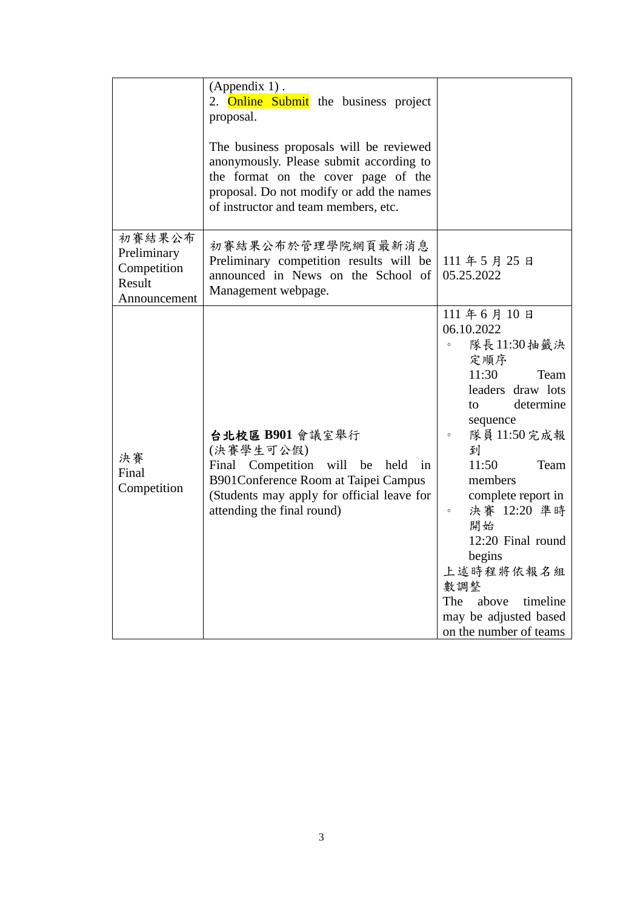|  |  |  |
|---|---|---|
|  | (Appendix 1) .<br>2. Online Submit the business project proposal.<br><br>The business proposals will be reviewed anonymously. Please submit according to the format on the cover page of the proposal. Do not modify or add the names of instructor and team members, etc. |  |
| 初賽結果公布<br>Preliminary Competition Result Announcement | 初賽結果公布於管理學院網頁最新消息<br>Preliminary competition results will be announced in News on the School of Management webpage. | 111 年 5 月 25 日<br>05.25.2022 |
| 決賽<br>Final Competition | **台北校區 B901** 會議室舉行<br>(決賽學生可公假)<br>Final Competition will be held in B901Conference Room at Taipei Campus<br>(Students may apply for official leave for attending the final round) | 111 年 6 月 10 日<br>06.10.2022<br>◦ 隊長 11:30 抽籤決定順序<br>11:30 Team leaders draw lots to determine sequence<br>◦ 隊員 11:50 完成報到<br>11:50 Team members complete report in<br>◦ 決賽 12:20 準時開始<br>12:20 Final round begins<br>上述時程將依報名組數調整<br>The above timeline may be adjusted based on the number of teams |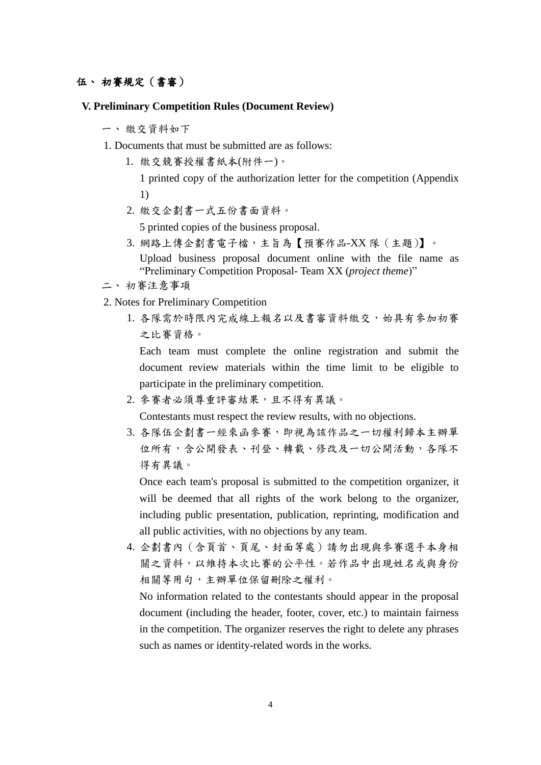## 伍、 初賽規定（書審）

**V. Preliminary Competition Rules (Document Review)**

一、 繳交資料如下

1. Documents that must be submitted are as follows:

   1. 繳交競賽授權書紙本(附件一)。

      1 printed copy of the authorization letter for the competition (Appendix 1)

   2. 繳交企劃書一式五份書面資料。

      5 printed copies of the business proposal.

   3. 網路上傳企劃書電子檔，主旨為【預賽作品-XX 隊（主題)】。

      Upload business proposal document online with the file name as “Preliminary Competition Proposal- Team XX (*project theme*)”

二、 初賽注意事項

2. Notes for Preliminary Competition

   1. 各隊需於時限內完成線上報名以及書審資料繳交，始具有參加初賽之比賽資格。

      Each team must complete the online registration and submit the document review materials within the time limit to be eligible to participate in the preliminary competition.

   2. 參賽者必須尊重評審結果，且不得有異議。

      Contestants must respect the review results, with no objections.

   3. 各隊伍企劃書一經來函參賽，即視為該作品之一切權利歸本主辦單位所有，含公開發表、刊登、轉載、修改及一切公開活動，各隊不得有異議。

      Once each team's proposal is submitted to the competition organizer, it will be deemed that all rights of the work belong to the organizer, including public presentation, publication, reprinting, modification and all public activities, with no objections by any team.

   4. 企劃書內（含頁首、頁尾、封面等處）請勿出現與參賽選手本身相關之資料，以維持本次比賽的公平性。若作品中出現姓名或與身份相關等用句，主辦單位保留刪除之權利。

      No information related to the contestants should appear in the proposal document (including the header, footer, cover, etc.) to maintain fairness in the competition. The organizer reserves the right to delete any phrases such as names or identity-related words in the works.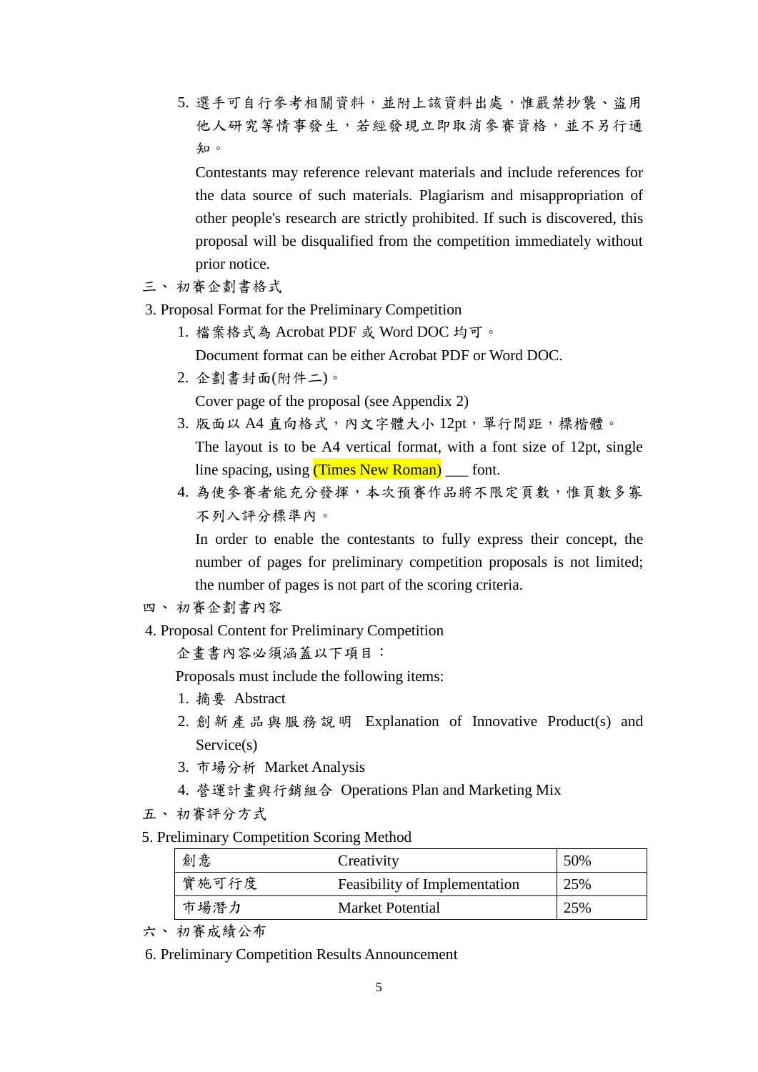5. 選手可自行參考相關資料，並附上該資料出處，惟嚴禁抄襲、盜用他人研究等情事發生，若經發現立即取消參賽資格，並不另行通知。

   Contestants may reference relevant materials and include references for the data source of such materials. Plagiarism and misappropriation of other people's research are strictly prohibited. If such is discovered, this proposal will be disqualified from the competition immediately without prior notice.

## 三、初賽企劃書格式

## 3. Proposal Format for the Preliminary Competition

1. 檔案格式為 Acrobat PDF 或 Word DOC 均可。

   Document format can be either Acrobat PDF or Word DOC.
2. 企劃書封面(附件二)。

   Cover page of the proposal (see Appendix 2)
3. 版面以 A4 直向格式，內文字體大小 12pt，單行間距，標楷體。

   The layout is to be A4 vertical format, with a font size of 12pt, single line spacing, using (Times New Roman) ___ font.
4. 為使參賽者能充分發揮，本次預賽作品將不限定頁數，惟頁數多寡不列入評分標準內。

   In order to enable the contestants to fully express their concept, the number of pages for preliminary competition proposals is not limited; the number of pages is not part of the scoring criteria.

## 四、初賽企劃書內容

## 4. Proposal Content for Preliminary Competition

企畫書內容必須涵蓋以下項目：

Proposals must include the following items:

1. 摘要 Abstract
2. 創新產品與服務說明 Explanation of Innovative Product(s) and Service(s)
3. 市場分析 Market Analysis
4. 營運計畫與行銷組合 Operations Plan and Marketing Mix

## 五、初賽評分方式

## 5. Preliminary Competition Scoring Method

| 創意 | Creativity | 50% |
|---|---|---|
| 實施可行度 | Feasibility of Implementation | 25% |
| 市場潛力 | Market Potential | 25% |

## 六、初賽成績公布

## 6. Preliminary Competition Results Announcement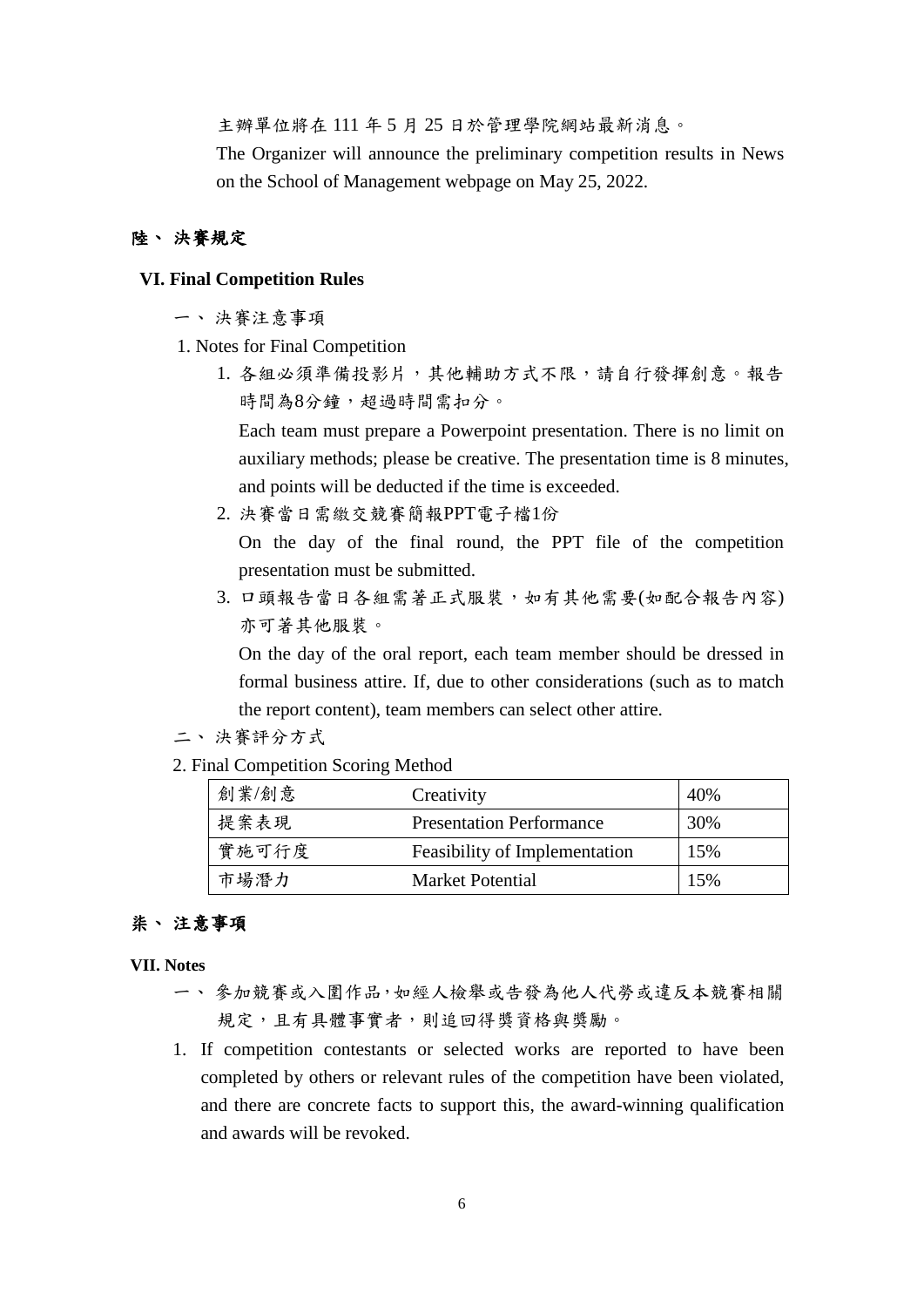主辦單位將在 111 年 5 月 25 日於管理學院網站最新消息。

The Organizer will announce the preliminary competition results in News on the School of Management webpage on May 25, 2022.

## 陸、 決賽規定

## VI. Final Competition Rules

一、 決賽注意事項

1. Notes for Final Competition

1. 各組必須準備投影片，其他輔助方式不限，請自行發揮創意。報告時間為8分鐘，超過時間需扣分。

   Each team must prepare a Powerpoint presentation. There is no limit on auxiliary methods; please be creative. The presentation time is 8 minutes, and points will be deducted if the time is exceeded.

2. 決賽當日需繳交競賽簡報PPT電子檔1份

   On the day of the final round, the PPT file of the competition presentation must be submitted.

3. 口頭報告當日各組需著正式服裝，如有其他需要(如配合報告內容)亦可著其他服裝。

   On the day of the oral report, each team member should be dressed in formal business attire. If, due to other considerations (such as to match the report content), team members can select other attire.

二、 決賽評分方式

2. Final Competition Scoring Method

| 創業/創意 | Creativity | 40% |
|---|---|---|
| 提案表現 | Presentation Performance | 30% |
| 實施可行度 | Feasibility of Implementation | 15% |
| 市場潛力 | Market Potential | 15% |

## 柒、 注意事項

## VII. Notes

一、 參加競賽或入圍作品,如經人檢舉或告發為他人代勞或違反本競賽相關規定，且有具體事實者，則追回得獎資格與獎勵。

1. If competition contestants or selected works are reported to have been completed by others or relevant rules of the competition have been violated, and there are concrete facts to support this, the award-winning qualification and awards will be revoked.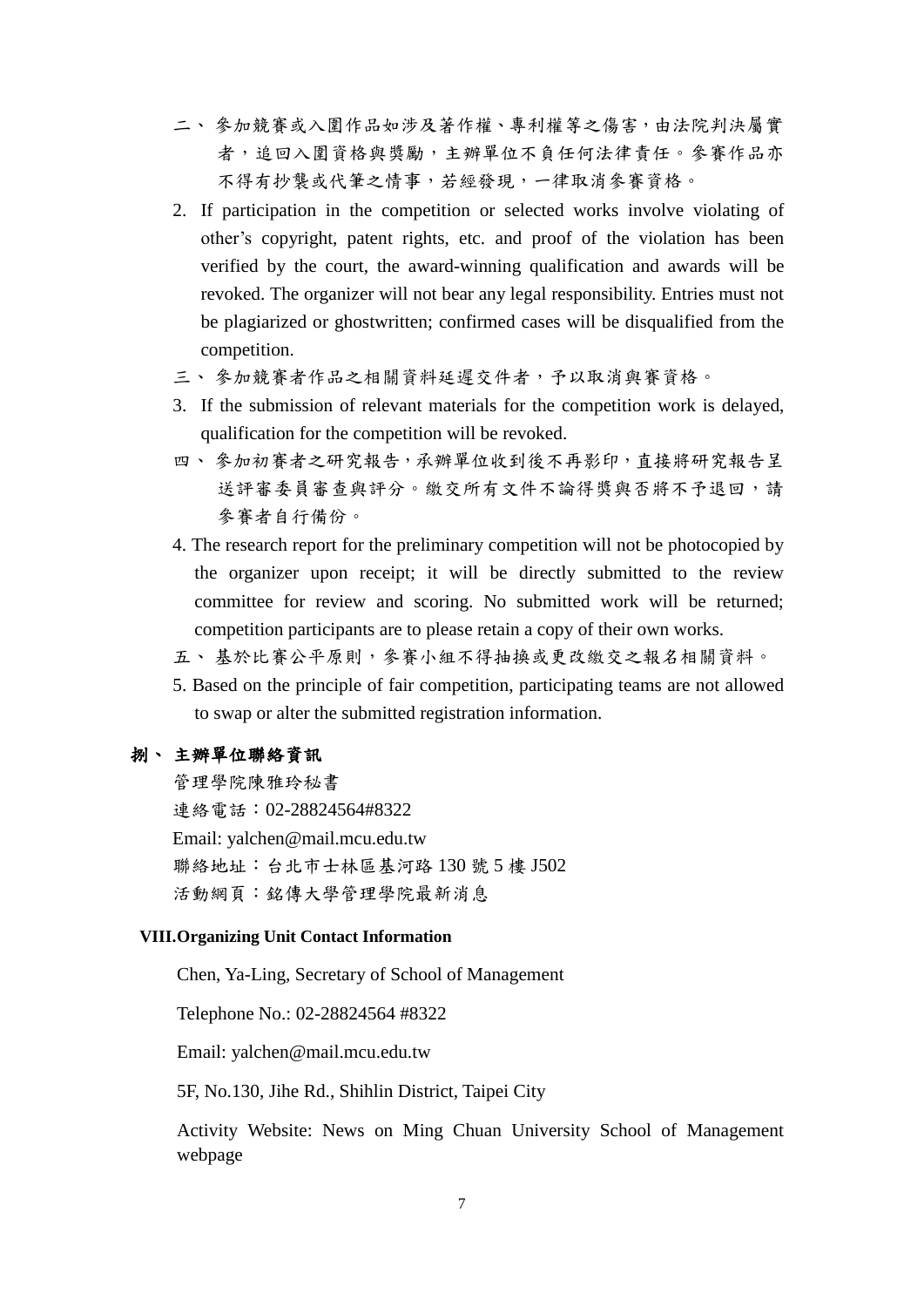二、 參加競賽或入圍作品如涉及著作權、專利權等之傷害，由法院判決屬實者，追回入圍資格與獎勵，主辦單位不負任何法律責任。參賽作品亦不得有抄襲或代筆之情事，若經發現，一律取消參賽資格。

2. If participation in the competition or selected works involve violating of other's copyright, patent rights, etc. and proof of the violation has been verified by the court, the award-winning qualification and awards will be revoked. The organizer will not bear any legal responsibility. Entries must not be plagiarized or ghostwritten; confirmed cases will be disqualified from the competition.

三、 參加競賽者作品之相關資料延遲交件者，予以取消與賽資格。

3. If the submission of relevant materials for the competition work is delayed, qualification for the competition will be revoked.

四、 參加初賽者之研究報告，承辦單位收到後不再影印，直接將研究報告呈送評審委員審查與評分。繳交所有文件不論得獎與否將不予退回，請參賽者自行備份。

4. The research report for the preliminary competition will not be photocopied by the organizer upon receipt; it will be directly submitted to the review committee for review and scoring. No submitted work will be returned; competition participants are to please retain a copy of their own works.

五、 基於比賽公平原則，參賽小組不得抽換或更改繳交之報名相關資料。

5. Based on the principle of fair competition, participating teams are not allowed to swap or alter the submitted registration information.

## 捌、 主辦單位聯絡資訊

管理學院陳雅玲秘書

連絡電話：02-28824564#8322

Email: yalchen@mail.mcu.edu.tw

聯絡地址：台北市士林區基河路 130 號 5 樓 J502

活動網頁：銘傳大學管理學院最新消息

## VIII. Organizing Unit Contact Information

Chen, Ya-Ling, Secretary of School of Management

Telephone No.: 02-28824564 #8322

Email: yalchen@mail.mcu.edu.tw

5F, No.130, Jihe Rd., Shihlin District, Taipei City

Activity Website: News on Ming Chuan University School of Management webpage